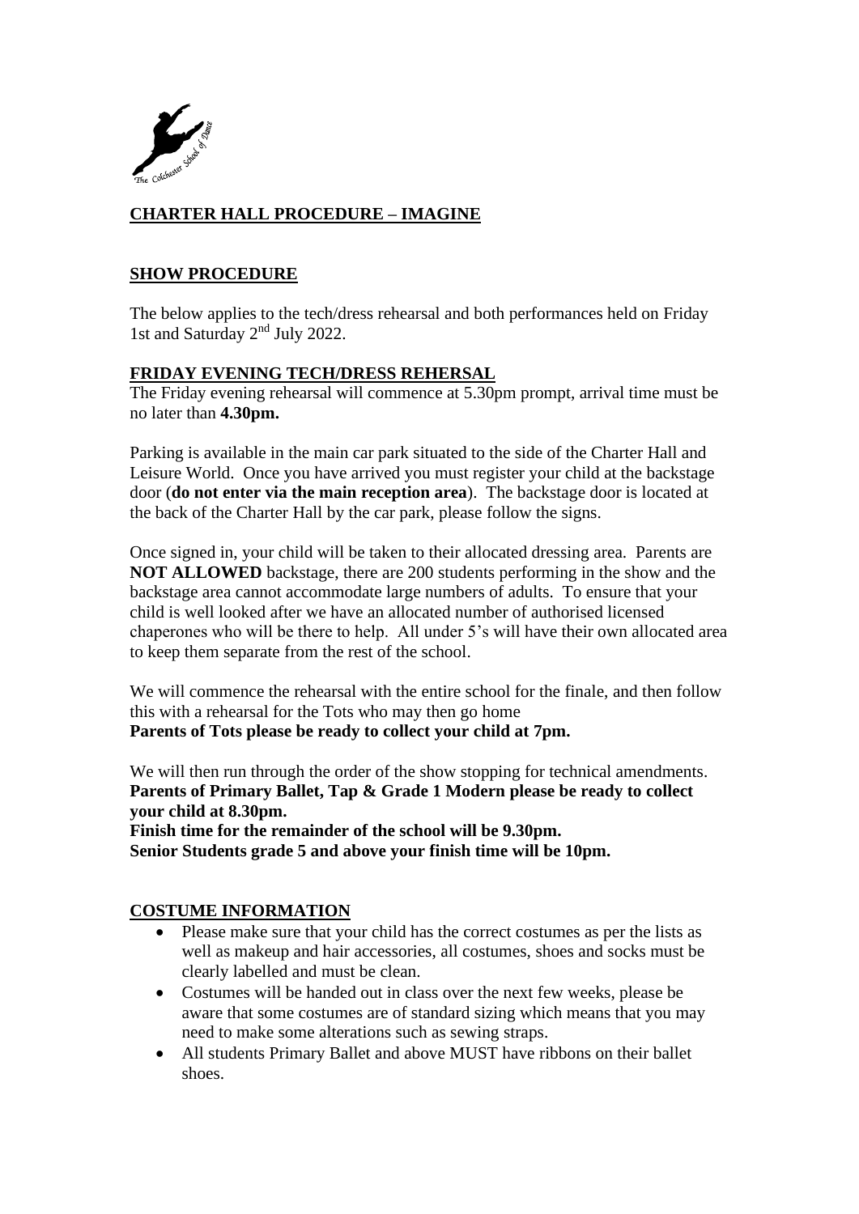## CHARTER HALL PROCEDURE – IMAGINE

### SHOW PROCEDURE

The below applies to the tech/dress rehearsal and both performances held on Friday 1st and Saturday 2nd July 2022.

### FRIDAY EVENING TECH/DRESS REHERSAL

The Friday evening rehearsal will commence at 5.30pm prompt, arrival time must be no later than **4.30pm.**

Parking is available in the main car park situated to the side of the Charter Hall and Leisure World. Once you have arrived you must register your child at the backstage door (**do not enter via the main reception area**). The backstage door is located at the back of the Charter Hall by the car park, please follow the signs.

Once signed in, your child will be taken to their allocated dressing area. Parents are **NOT ALLOWED** backstage, there are 200 students performing in the show and the backstage area cannot accommodate large numbers of adults. To ensure that your child is well looked after we have an allocated number of authorised licensed chaperones who will be there to help. All under 5's will have their own allocated area to keep them separate from the rest of the school.

We will commence the rehearsal with the entire school for the finale, and then follow this with a rehearsal for the Tots who may then go home
**Parents of Tots please be ready to collect your child at 7pm.**

We will then run through the order of the show stopping for technical amendments.
**Parents of Primary Ballet, Tap & Grade 1 Modern please be ready to collect your child at 8.30pm.**
**Finish time for the remainder of the school will be 9.30pm.**
**Senior Students grade 5 and above your finish time will be 10pm.**

### COSTUME INFORMATION

- Please make sure that your child has the correct costumes as per the lists as well as makeup and hair accessories, all costumes, shoes and socks must be clearly labelled and must be clean.
- Costumes will be handed out in class over the next few weeks, please be aware that some costumes are of standard sizing which means that you may need to make some alterations such as sewing straps.
- All students Primary Ballet and above MUST have ribbons on their ballet shoes.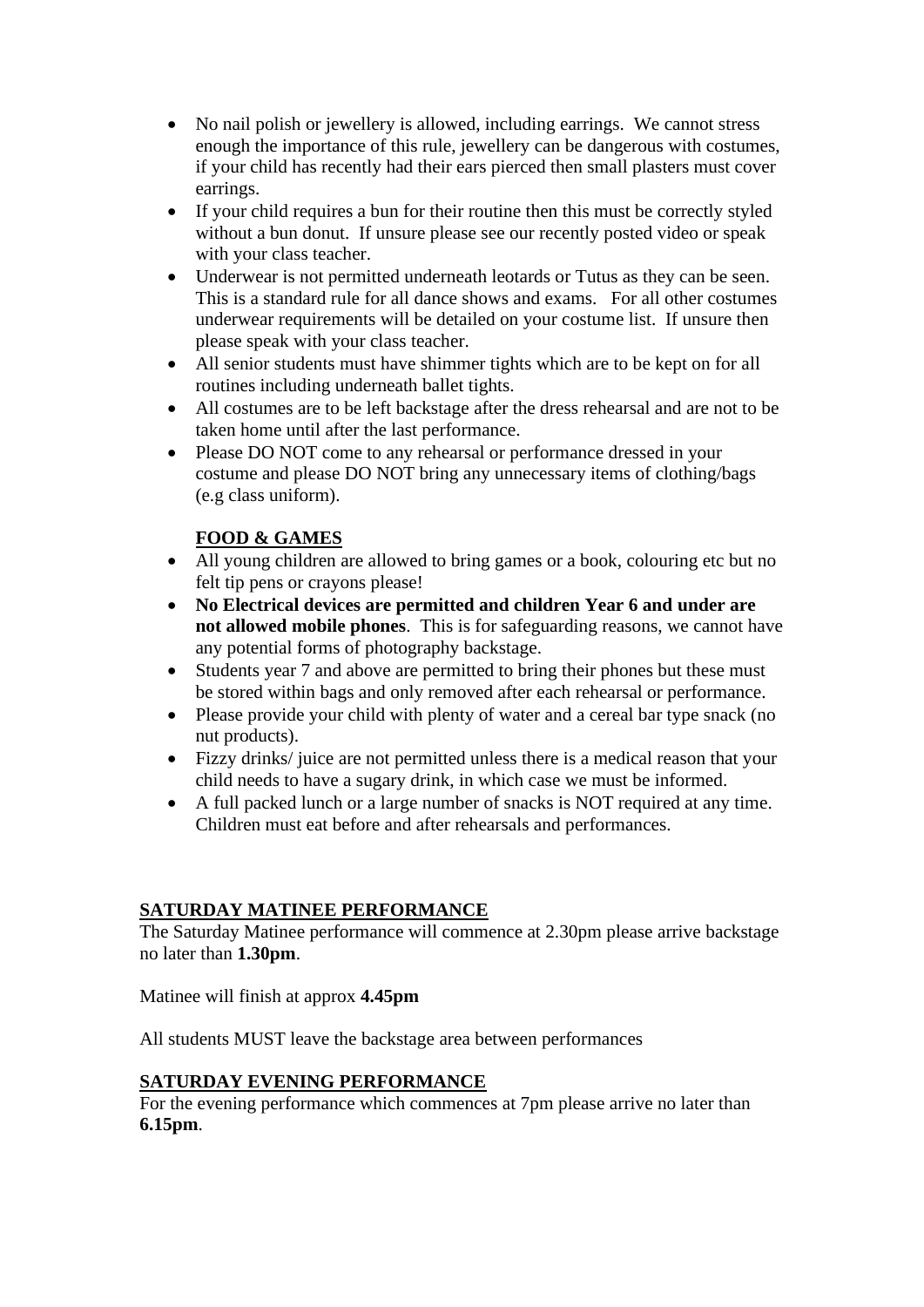- No nail polish or jewellery is allowed, including earrings. We cannot stress enough the importance of this rule, jewellery can be dangerous with costumes, if your child has recently had their ears pierced then small plasters must cover earrings.
- If your child requires a bun for their routine then this must be correctly styled without a bun donut. If unsure please see our recently posted video or speak with your class teacher.
- Underwear is not permitted underneath leotards or Tutus as they can be seen. This is a standard rule for all dance shows and exams. For all other costumes underwear requirements will be detailed on your costume list. If unsure then please speak with your class teacher.
- All senior students must have shimmer tights which are to be kept on for all routines including underneath ballet tights.
- All costumes are to be left backstage after the dress rehearsal and are not to be taken home until after the last performance.
- Please DO NOT come to any rehearsal or performance dressed in your costume and please DO NOT bring any unnecessary items of clothing/bags (e.g class uniform).

**FOOD & GAMES**

- All young children are allowed to bring games or a book, colouring etc but no felt tip pens or crayons please!
- **No Electrical devices are permitted and children Year 6 and under are not allowed mobile phones**. This is for safeguarding reasons, we cannot have any potential forms of photography backstage.
- Students year 7 and above are permitted to bring their phones but these must be stored within bags and only removed after each rehearsal or performance.
- Please provide your child with plenty of water and a cereal bar type snack (no nut products).
- Fizzy drinks/ juice are not permitted unless there is a medical reason that your child needs to have a sugary drink, in which case we must be informed.
- A full packed lunch or a large number of snacks is NOT required at any time. Children must eat before and after rehearsals and performances.

**SATURDAY MATINEE PERFORMANCE**

The Saturday Matinee performance will commence at 2.30pm please arrive backstage no later than **1.30pm**.

Matinee will finish at approx **4.45pm**

All students MUST leave the backstage area between performances

**SATURDAY EVENING PERFORMANCE**

For the evening performance which commences at 7pm please arrive no later than **6.15pm**.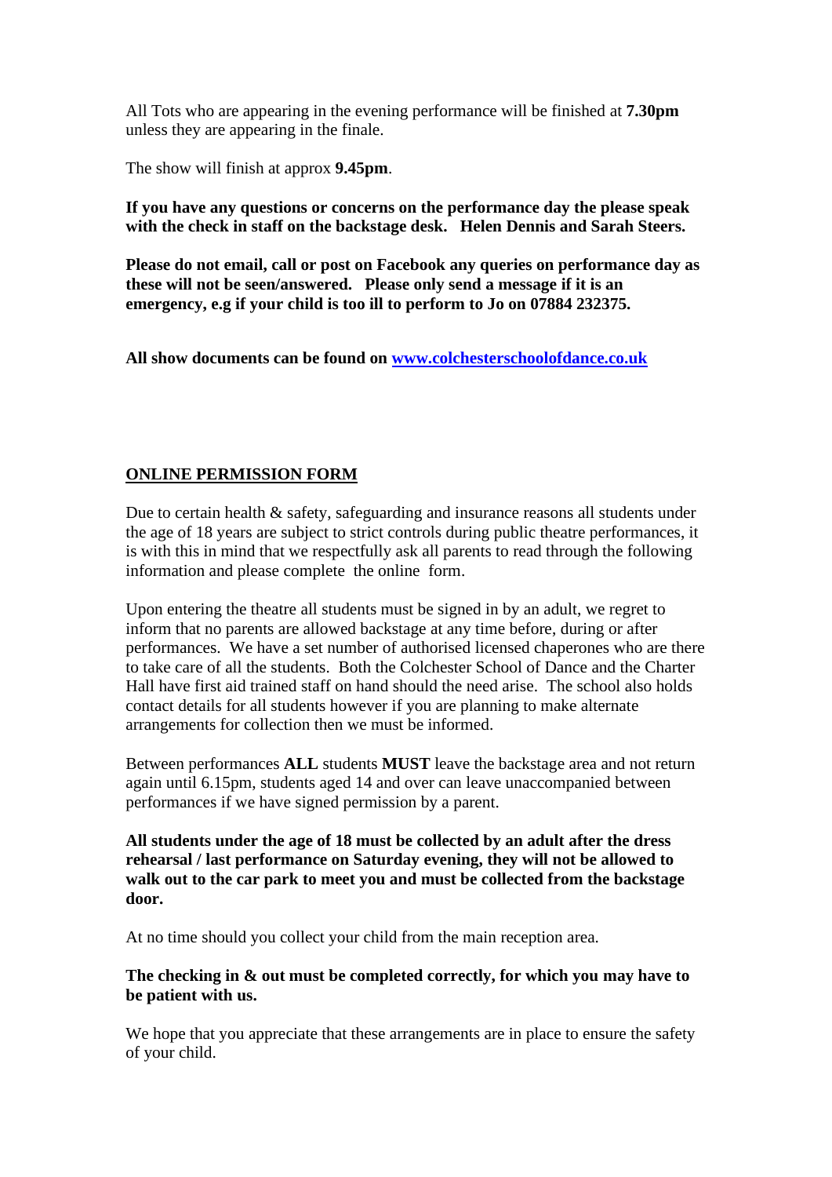All Tots who are appearing in the evening performance will be finished at **7.30pm** unless they are appearing in the finale.

The show will finish at approx **9.45pm**.

**If you have any questions or concerns on the performance day the please speak with the check in staff on the backstage desk. Helen Dennis and Sarah Steers.**

**Please do not email, call or post on Facebook any queries on performance day as these will not be seen/answered. Please only send a message if it is an emergency, e.g if your child is too ill to perform to Jo on 07884 232375.**

**All show documents can be found on [www.colchesterschoolofdance.co.uk](http://www.colchesterschoolofdance.co.uk)**

## ONLINE PERMISSION FORM

Due to certain health & safety, safeguarding and insurance reasons all students under the age of 18 years are subject to strict controls during public theatre performances, it is with this in mind that we respectfully ask all parents to read through the following information and please complete the online form.

Upon entering the theatre all students must be signed in by an adult, we regret to inform that no parents are allowed backstage at any time before, during or after performances. We have a set number of authorised licensed chaperones who are there to take care of all the students. Both the Colchester School of Dance and the Charter Hall have first aid trained staff on hand should the need arise. The school also holds contact details for all students however if you are planning to make alternate arrangements for collection then we must be informed.

Between performances **ALL** students **MUST** leave the backstage area and not return again until 6.15pm, students aged 14 and over can leave unaccompanied between performances if we have signed permission by a parent.

**All students under the age of 18 must be collected by an adult after the dress rehearsal / last performance on Saturday evening, they will not be allowed to walk out to the car park to meet you and must be collected from the backstage door.**

At no time should you collect your child from the main reception area.

**The checking in & out must be completed correctly, for which you may have to be patient with us.**

We hope that you appreciate that these arrangements are in place to ensure the safety of your child.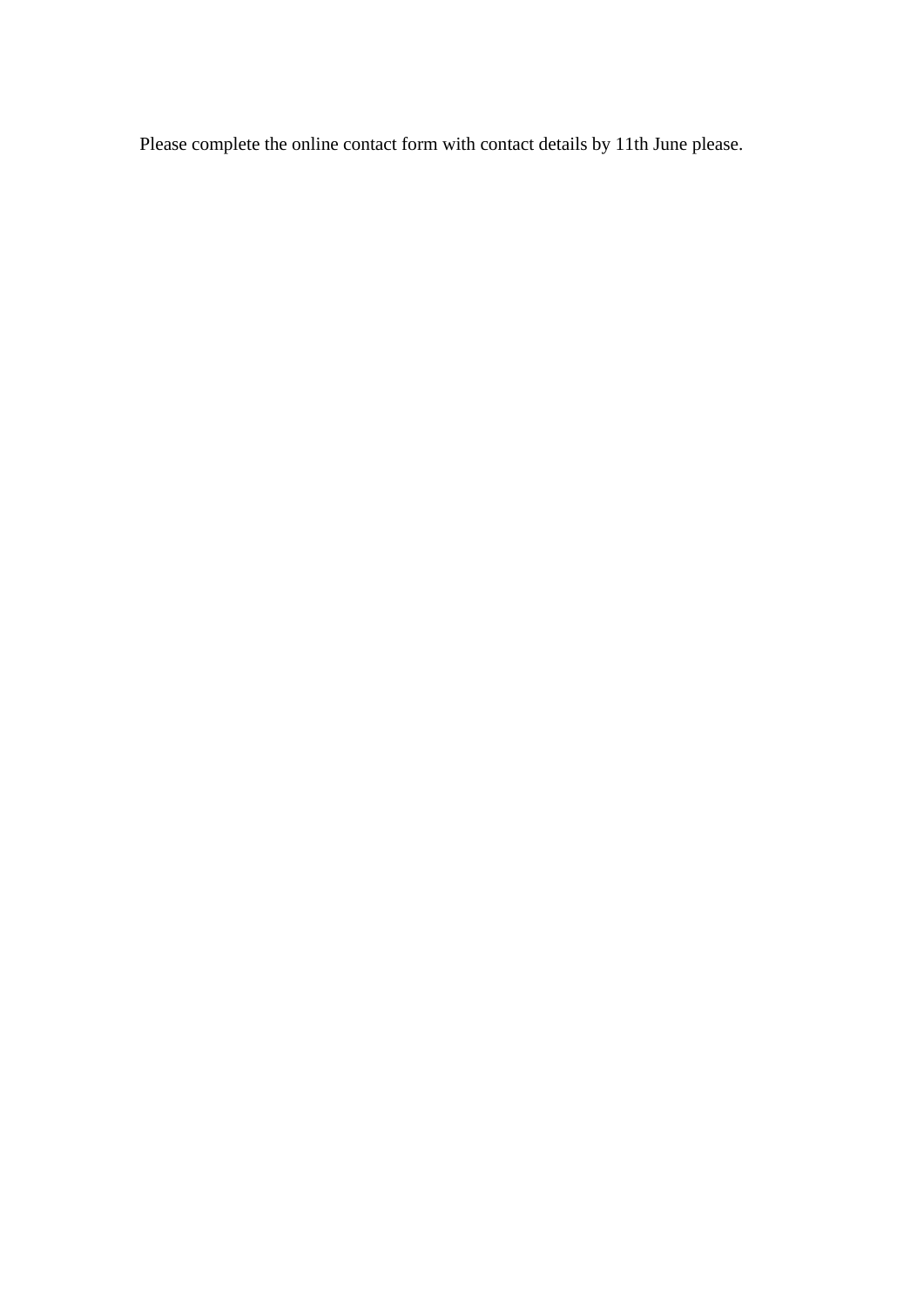Please complete the online contact form with contact details by 11th June please.